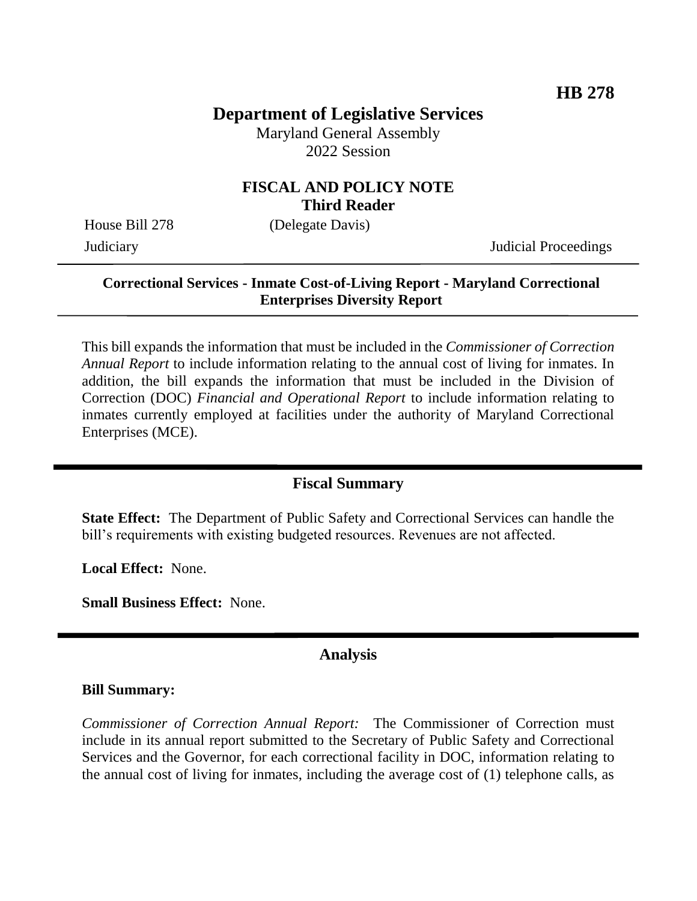**HB 278**

# Department of Legislative Services

Maryland General Assembly
2022 Session

## FISCAL AND POLICY NOTE
**Third Reader**

House Bill 278 (Delegate Davis)

Judiciary Judicial Proceedings

---

**Correctional Services - Inmate Cost-of-Living Report - Maryland Correctional Enterprises Diversity Report**

---

This bill expands the information that must be included in the *Commissioner of Correction Annual Report* to include information relating to the annual cost of living for inmates. In addition, the bill expands the information that must be included in the Division of Correction (DOC) *Financial and Operational Report* to include information relating to inmates currently employed at facilities under the authority of Maryland Correctional Enterprises (MCE).

## Fiscal Summary

**State Effect:** The Department of Public Safety and Correctional Services can handle the bill's requirements with existing budgeted resources. Revenues are not affected.

**Local Effect:** None.

**Small Business Effect:** None.

## Analysis

**Bill Summary:**

*Commissioner of Correction Annual Report:* The Commissioner of Correction must include in its annual report submitted to the Secretary of Public Safety and Correctional Services and the Governor, for each correctional facility in DOC, information relating to the annual cost of living for inmates, including the average cost of (1) telephone calls, as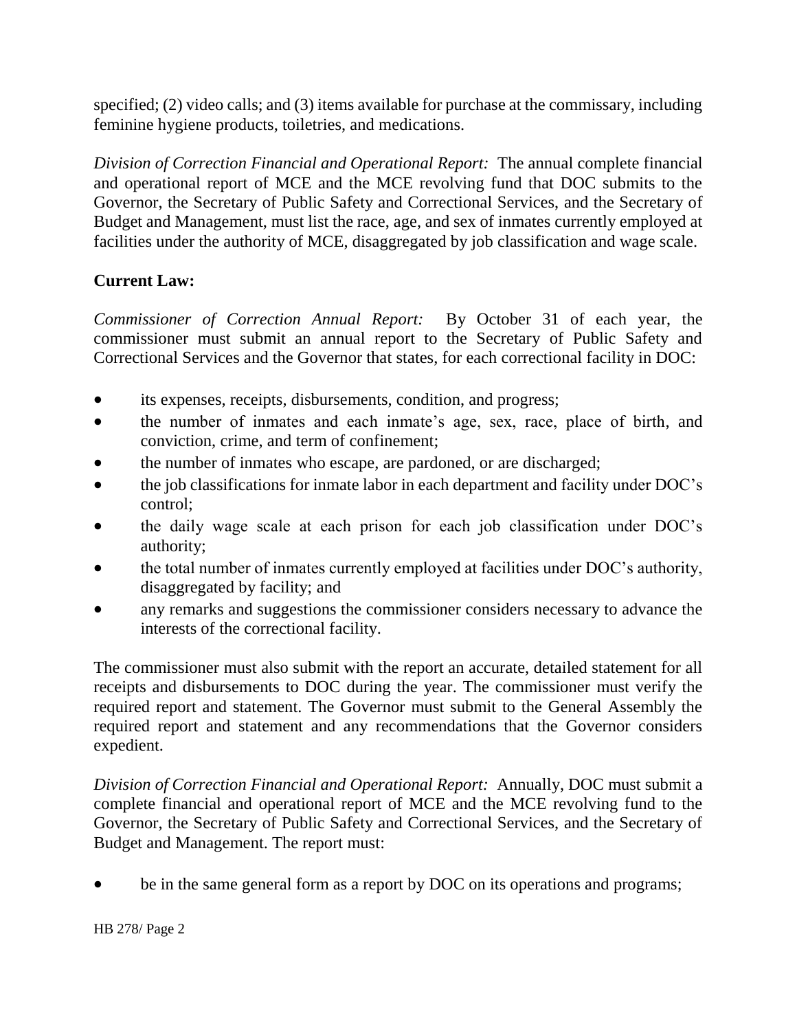specified; (2) video calls; and (3) items available for purchase at the commissary, including feminine hygiene products, toiletries, and medications.

*Division of Correction Financial and Operational Report:* The annual complete financial and operational report of MCE and the MCE revolving fund that DOC submits to the Governor, the Secretary of Public Safety and Correctional Services, and the Secretary of Budget and Management, must list the race, age, and sex of inmates currently employed at facilities under the authority of MCE, disaggregated by job classification and wage scale.

**Current Law:**

*Commissioner of Correction Annual Report:* By October 31 of each year, the commissioner must submit an annual report to the Secretary of Public Safety and Correctional Services and the Governor that states, for each correctional facility in DOC:

- its expenses, receipts, disbursements, condition, and progress;
- the number of inmates and each inmate's age, sex, race, place of birth, and conviction, crime, and term of confinement;
- the number of inmates who escape, are pardoned, or are discharged;
- the job classifications for inmate labor in each department and facility under DOC's control;
- the daily wage scale at each prison for each job classification under DOC's authority;
- the total number of inmates currently employed at facilities under DOC's authority, disaggregated by facility; and
- any remarks and suggestions the commissioner considers necessary to advance the interests of the correctional facility.

The commissioner must also submit with the report an accurate, detailed statement for all receipts and disbursements to DOC during the year. The commissioner must verify the required report and statement. The Governor must submit to the General Assembly the required report and statement and any recommendations that the Governor considers expedient.

*Division of Correction Financial and Operational Report:* Annually, DOC must submit a complete financial and operational report of MCE and the MCE revolving fund to the Governor, the Secretary of Public Safety and Correctional Services, and the Secretary of Budget and Management. The report must:

- be in the same general form as a report by DOC on its operations and programs;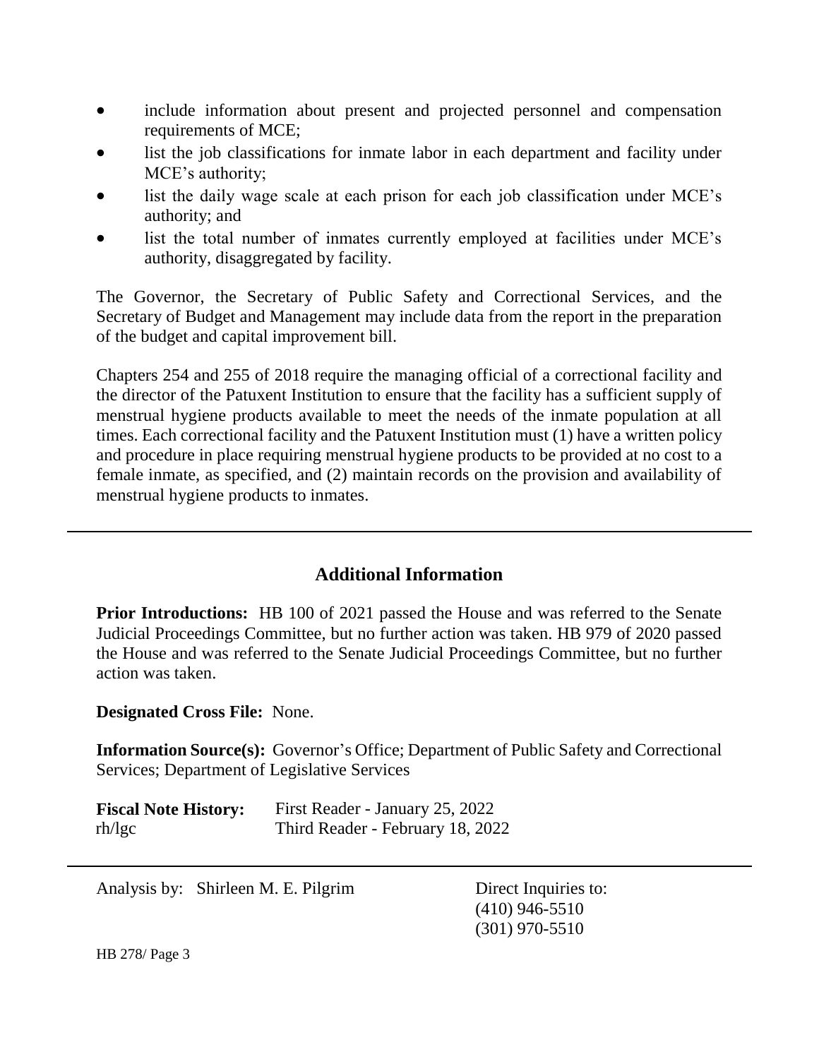- include information about present and projected personnel and compensation requirements of MCE;
- list the job classifications for inmate labor in each department and facility under MCE's authority;
- list the daily wage scale at each prison for each job classification under MCE's authority; and
- list the total number of inmates currently employed at facilities under MCE's authority, disaggregated by facility.

The Governor, the Secretary of Public Safety and Correctional Services, and the Secretary of Budget and Management may include data from the report in the preparation of the budget and capital improvement bill.

Chapters 254 and 255 of 2018 require the managing official of a correctional facility and the director of the Patuxent Institution to ensure that the facility has a sufficient supply of menstrual hygiene products available to meet the needs of the inmate population at all times. Each correctional facility and the Patuxent Institution must (1) have a written policy and procedure in place requiring menstrual hygiene products to be provided at no cost to a female inmate, as specified, and (2) maintain records on the provision and availability of menstrual hygiene products to inmates.

---

## Additional Information

**Prior Introductions:** HB 100 of 2021 passed the House and was referred to the Senate Judicial Proceedings Committee, but no further action was taken. HB 979 of 2020 passed the House and was referred to the Senate Judicial Proceedings Committee, but no further action was taken.

**Designated Cross File:** None.

**Information Source(s):** Governor's Office; Department of Public Safety and Correctional Services; Department of Legislative Services

**Fiscal Note History:** First Reader - January 25, 2022
rh/lgc Third Reader - February 18, 2022

---

Analysis by: Shirleen M. E. Pilgrim

Direct Inquiries to:
(410) 946-5510
(301) 970-5510